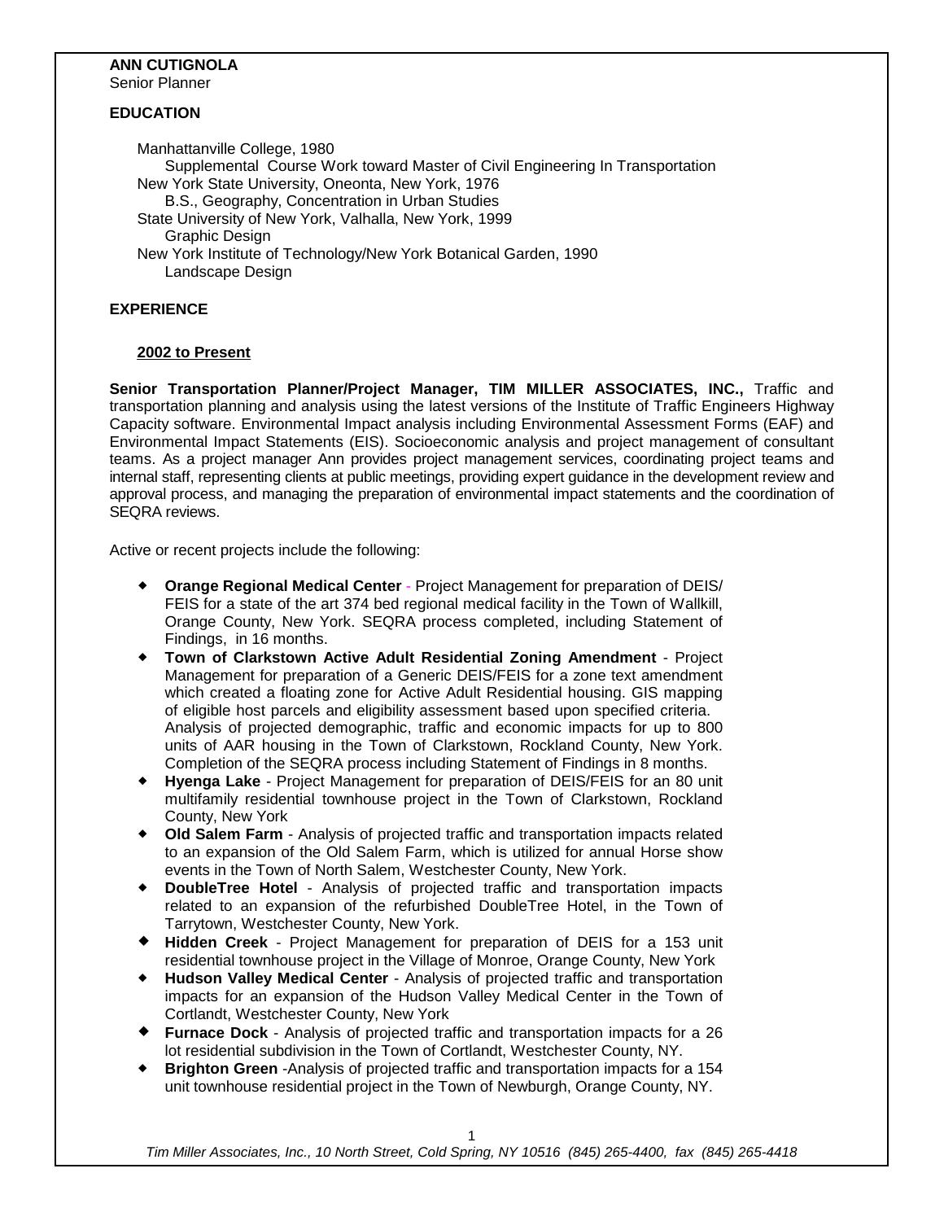**ANN CUTIGNOLA**
Senior Planner

## EDUCATION

Manhattanville College, 1980
  Supplemental Course Work toward Master of Civil Engineering In Transportation
New York State University, Oneonta, New York, 1976
  B.S., Geography, Concentration in Urban Studies
State University of New York, Valhalla, New York, 1999
  Graphic Design
New York Institute of Technology/New York Botanical Garden, 1990
  Landscape Design

## EXPERIENCE

### 2002 to Present

**Senior Transportation Planner/Project Manager, TIM MILLER ASSOCIATES, INC.,** Traffic and transportation planning and analysis using the latest versions of the Institute of Traffic Engineers Highway Capacity software. Environmental Impact analysis including Environmental Assessment Forms (EAF) and Environmental Impact Statements (EIS). Socioeconomic analysis and project management of consultant teams. As a project manager Ann provides project management services, coordinating project teams and internal staff, representing clients at public meetings, providing expert guidance in the development review and approval process, and managing the preparation of environmental impact statements and the coordination of SEQRA reviews.

Active or recent projects include the following:

- **Orange Regional Medical Center** - Project Management for preparation of DEIS/ FEIS for a state of the art 374 bed regional medical facility in the Town of Wallkill, Orange County, New York. SEQRA process completed, including Statement of Findings, in 16 months.
- **Town of Clarkstown Active Adult Residential Zoning Amendment** - Project Management for preparation of a Generic DEIS/FEIS for a zone text amendment which created a floating zone for Active Adult Residential housing. GIS mapping of eligible host parcels and eligibility assessment based upon specified criteria. Analysis of projected demographic, traffic and economic impacts for up to 800 units of AAR housing in the Town of Clarkstown, Rockland County, New York. Completion of the SEQRA process including Statement of Findings in 8 months.
- **Hyenga Lake** - Project Management for preparation of DEIS/FEIS for an 80 unit multifamily residential townhouse project in the Town of Clarkstown, Rockland County, New York
- **Old Salem Farm** - Analysis of projected traffic and transportation impacts related to an expansion of the Old Salem Farm, which is utilized for annual Horse show events in the Town of North Salem, Westchester County, New York.
- **DoubleTree Hotel** - Analysis of projected traffic and transportation impacts related to an expansion of the refurbished DoubleTree Hotel, in the Town of Tarrytown, Westchester County, New York.
- **Hidden Creek** - Project Management for preparation of DEIS for a 153 unit residential townhouse project in the Village of Monroe, Orange County, New York
- **Hudson Valley Medical Center** - Analysis of projected traffic and transportation impacts for an expansion of the Hudson Valley Medical Center in the Town of Cortlandt, Westchester County, New York
- **Furnace Dock** - Analysis of projected traffic and transportation impacts for a 26 lot residential subdivision in the Town of Cortlandt, Westchester County, NY.
- **Brighton Green** -Analysis of projected traffic and transportation impacts for a 154 unit townhouse residential project in the Town of Newburgh, Orange County, NY.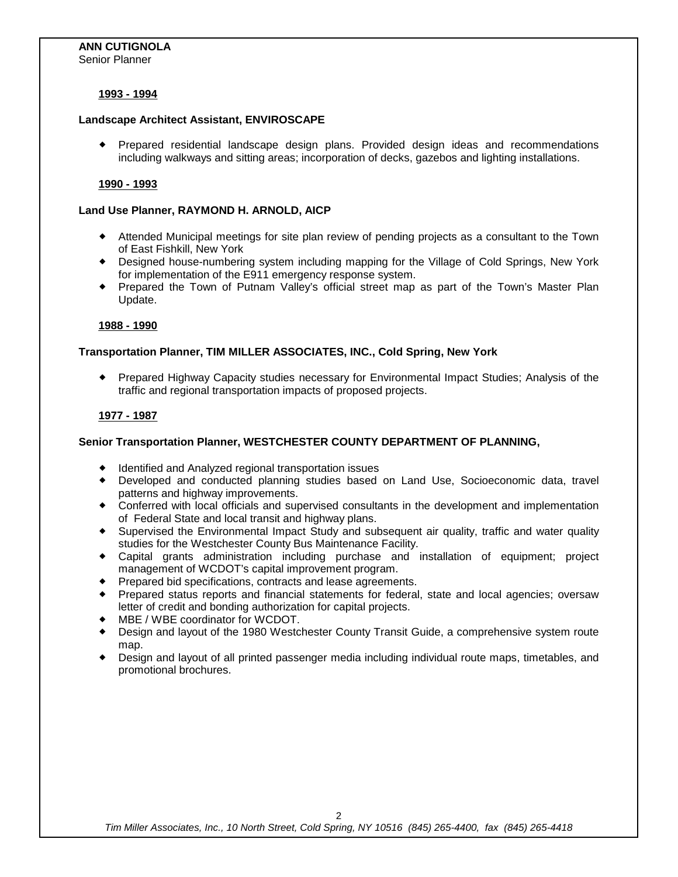**ANN CUTIGNOLA**
Senior Planner

**1993 - 1994**

**Landscape Architect Assistant, ENVIROSCAPE**

- Prepared residential landscape design plans. Provided design ideas and recommendations including walkways and sitting areas; incorporation of decks, gazebos and lighting installations.

**1990 - 1993**

**Land Use Planner, RAYMOND H. ARNOLD, AICP**

- Attended Municipal meetings for site plan review of pending projects as a consultant to the Town of East Fishkill, New York
- Designed house-numbering system including mapping for the Village of Cold Springs, New York for implementation of the E911 emergency response system.
- Prepared the Town of Putnam Valley's official street map as part of the Town's Master Plan Update.

**1988 - 1990**

**Transportation Planner, TIM MILLER ASSOCIATES, INC., Cold Spring, New York**

- Prepared Highway Capacity studies necessary for Environmental Impact Studies; Analysis of the traffic and regional transportation impacts of proposed projects.

**1977 - 1987**

**Senior Transportation Planner, WESTCHESTER COUNTY DEPARTMENT OF PLANNING,**

- Identified and Analyzed regional transportation issues
- Developed and conducted planning studies based on Land Use, Socioeconomic data, travel patterns and highway improvements.
- Conferred with local officials and supervised consultants in the development and implementation of Federal State and local transit and highway plans.
- Supervised the Environmental Impact Study and subsequent air quality, traffic and water quality studies for the Westchester County Bus Maintenance Facility.
- Capital grants administration including purchase and installation of equipment; project management of WCDOT's capital improvement program.
- Prepared bid specifications, contracts and lease agreements.
- Prepared status reports and financial statements for federal, state and local agencies; oversaw letter of credit and bonding authorization for capital projects.
- MBE / WBE coordinator for WCDOT.
- Design and layout of the 1980 Westchester County Transit Guide, a comprehensive system route map.
- Design and layout of all printed passenger media including individual route maps, timetables, and promotional brochures.